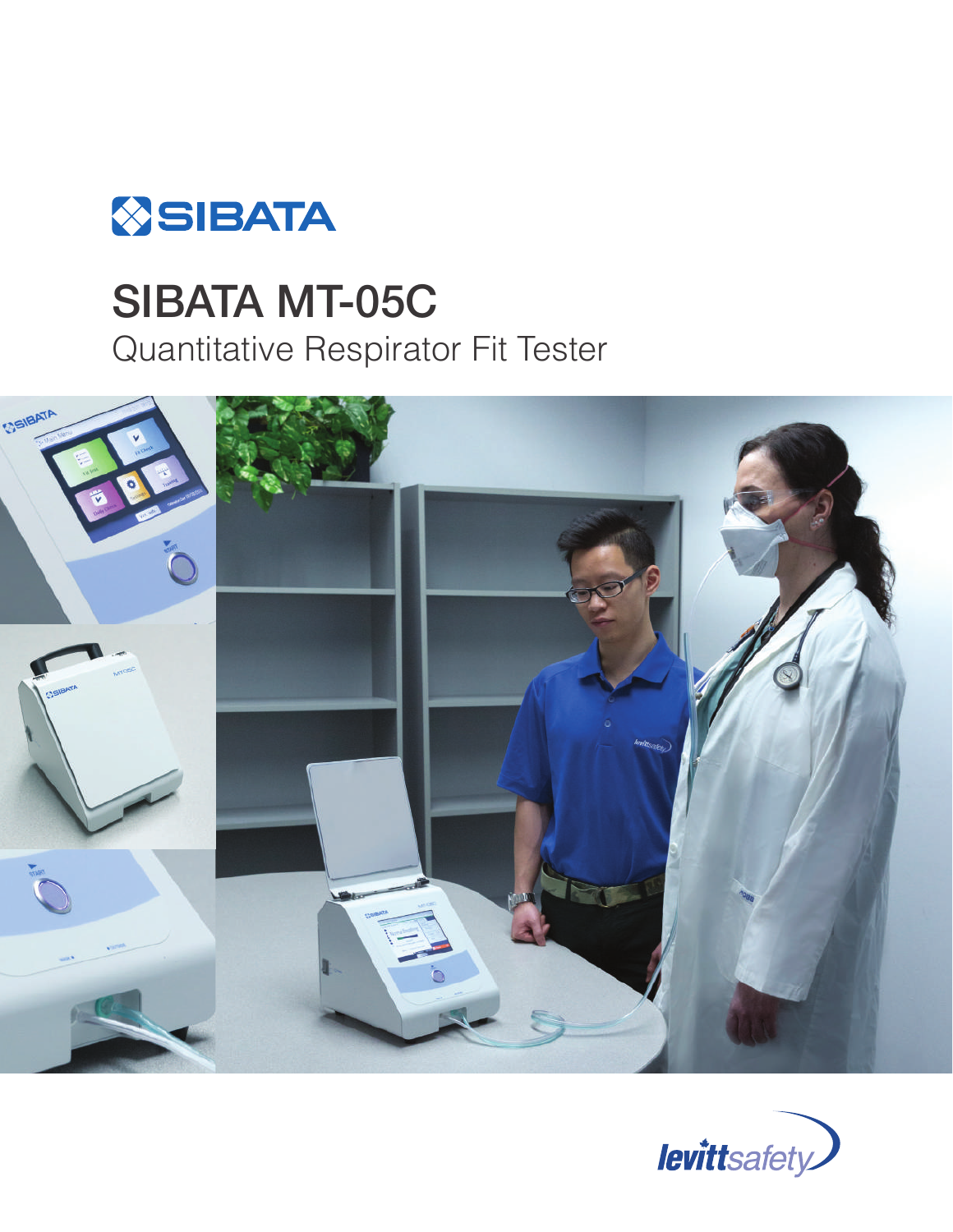SIBATA

# SIBATA MT-05C

## Quantitative Respirator Fit Tester

levittsafety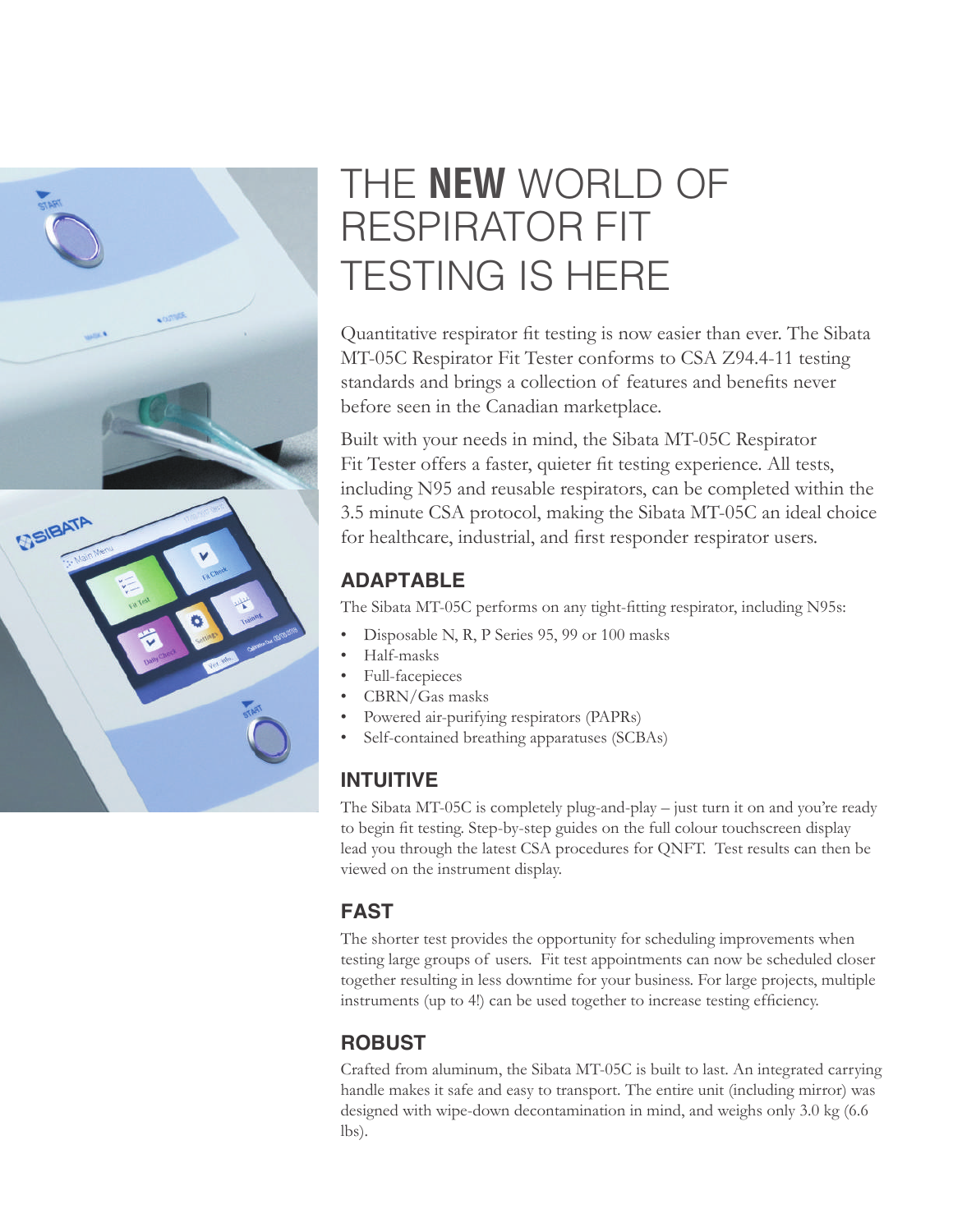# THE **NEW** WORLD OF RESPIRATOR FIT TESTING IS HERE

Quantitative respirator fit testing is now easier than ever. The Sibata MT-05C Respirator Fit Tester conforms to CSA Z94.4-11 testing standards and brings a collection of features and benefits never before seen in the Canadian marketplace.

Built with your needs in mind, the Sibata MT-05C Respirator Fit Tester offers a faster, quieter fit testing experience. All tests, including N95 and reusable respirators, can be completed within the 3.5 minute CSA protocol, making the Sibata MT-05C an ideal choice for healthcare, industrial, and first responder respirator users.

## ADAPTABLE

The Sibata MT-05C performs on any tight-fitting respirator, including N95s:

- Disposable N, R, P Series 95, 99 or 100 masks
- Half-masks
- Full-facepieces
- CBRN/Gas masks
- Powered air-purifying respirators (PAPRs)
- Self-contained breathing apparatuses (SCBAs)

## INTUITIVE

The Sibata MT-05C is completely plug-and-play – just turn it on and you're ready to begin fit testing. Step-by-step guides on the full colour touchscreen display lead you through the latest CSA procedures for QNFT. Test results can then be viewed on the instrument display.

## FAST

The shorter test provides the opportunity for scheduling improvements when testing large groups of users. Fit test appointments can now be scheduled closer together resulting in less downtime for your business. For large projects, multiple instruments (up to 4!) can be used together to increase testing efficiency.

## ROBUST

Crafted from aluminum, the Sibata MT-05C is built to last. An integrated carrying handle makes it safe and easy to transport. The entire unit (including mirror) was designed with wipe-down decontamination in mind, and weighs only 3.0 kg (6.6 lbs).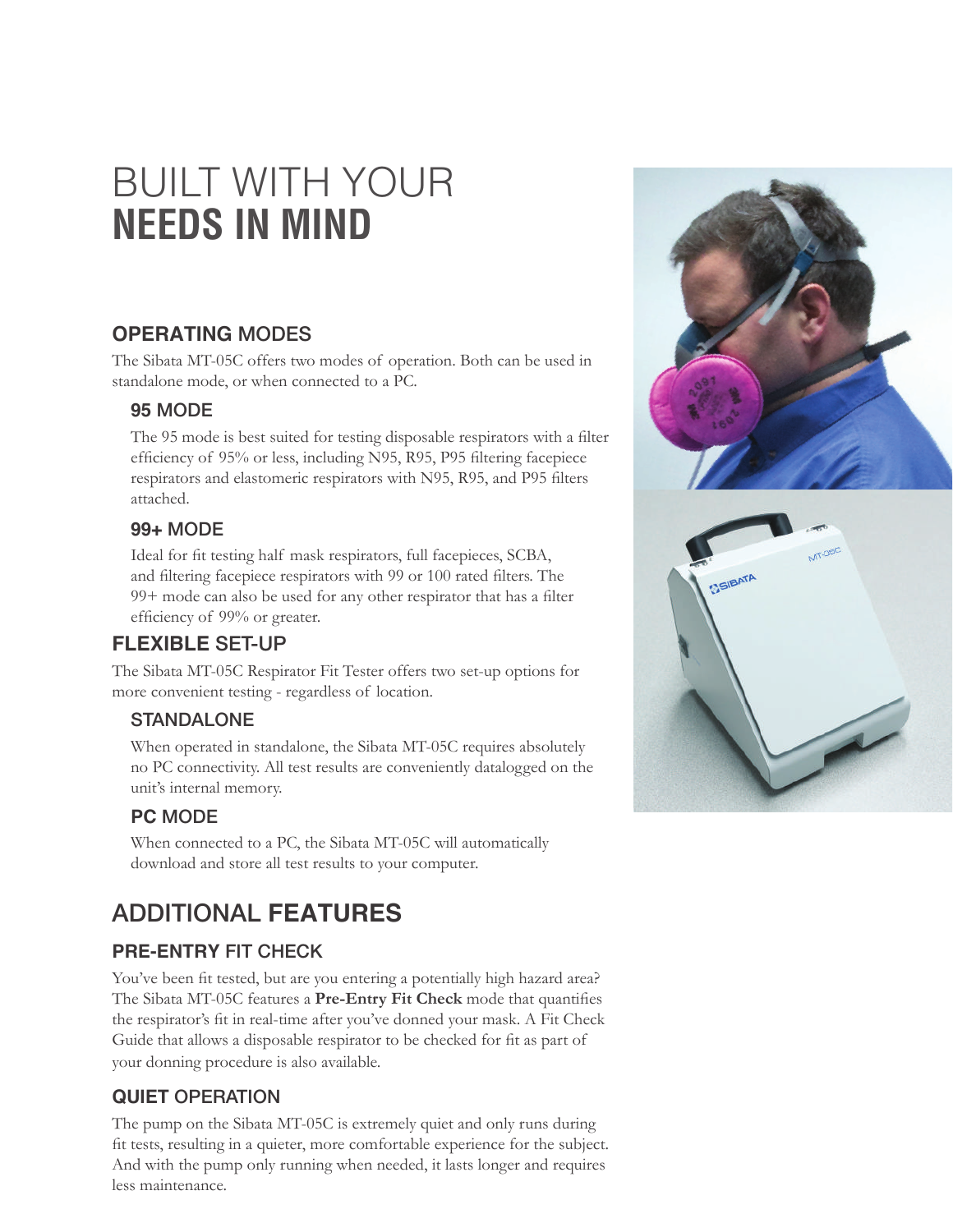# BUILT WITH YOUR **NEEDS IN MIND**

## OPERATING MODES

The Sibata MT-05C offers two modes of operation. Both can be used in standalone mode, or when connected to a PC.

### 95 MODE

The 95 mode is best suited for testing disposable respirators with a filter efficiency of 95% or less, including N95, R95, P95 filtering facepiece respirators and elastomeric respirators with N95, R95, and P95 filters attached.

### 99+ MODE

Ideal for fit testing half mask respirators, full facepieces, SCBA, and filtering facepiece respirators with 99 or 100 rated filters. The 99+ mode can also be used for any other respirator that has a filter efficiency of 99% or greater.

## FLEXIBLE SET-UP

The Sibata MT-05C Respirator Fit Tester offers two set-up options for more convenient testing - regardless of location.

### STANDALONE

When operated in standalone, the Sibata MT-05C requires absolutely no PC connectivity. All test results are conveniently datalogged on the unit's internal memory.

### PC MODE

When connected to a PC, the Sibata MT-05C will automatically download and store all test results to your computer.

# ADDITIONAL FEATURES

## PRE-ENTRY FIT CHECK

You've been fit tested, but are you entering a potentially high hazard area? The Sibata MT-05C features a **Pre-Entry Fit Check** mode that quantifies the respirator's fit in real-time after you've donned your mask. A Fit Check Guide that allows a disposable respirator to be checked for fit as part of your donning procedure is also available.

## QUIET OPERATION

The pump on the Sibata MT-05C is extremely quiet and only runs during fit tests, resulting in a quieter, more comfortable experience for the subject. And with the pump only running when needed, it lasts longer and requires less maintenance.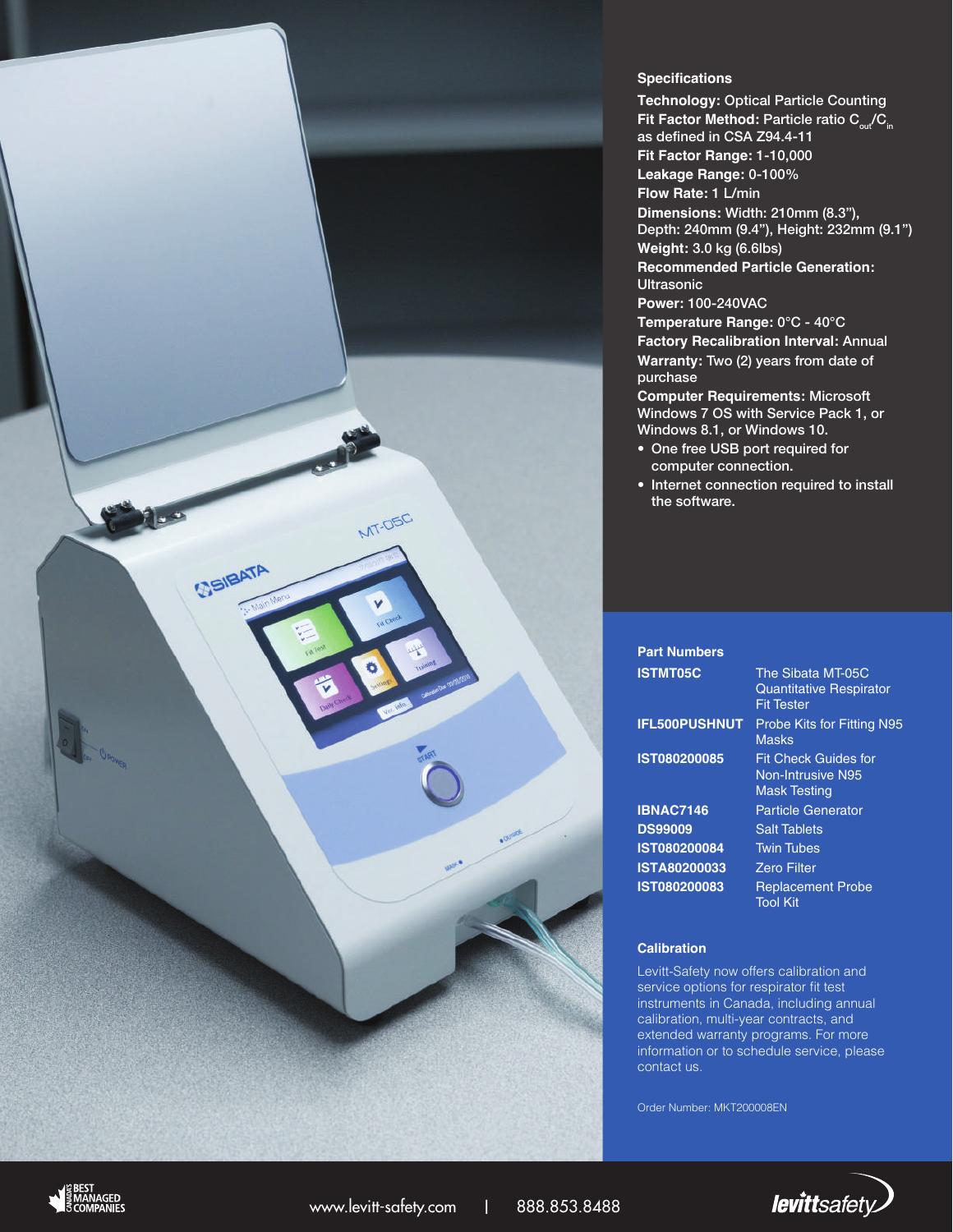### Specifications

**Technology:** Optical Particle Counting
**Fit Factor Method:** Particle ratio $C_{out}/C_{in}$ as defined in CSA Z94.4-11
**Fit Factor Range:** 1-10,000
**Leakage Range:** 0-100%
**Flow Rate:** 1 L/min
**Dimensions:** Width: 210mm (8.3"), Depth: 240mm (9.4"), Height: 232mm (9.1")
**Weight:** 3.0 kg (6.6lbs)
**Recommended Particle Generation:** Ultrasonic
**Power:** 100-240VAC
**Temperature Range:** 0°C - 40°C
**Factory Recalibration Interval:** Annual
**Warranty:** Two (2) years from date of purchase
**Computer Requirements:** Microsoft Windows 7 OS with Service Pack 1, or Windows 8.1, or Windows 10.

- One free USB port required for computer connection.
- Internet connection required to install the software.

### Part Numbers

| | |
|---|---|
| **ISTMT05C** | The Sibata MT-05C Quantitative Respirator Fit Tester |
| **IFL500PUSHNUT** | Probe Kits for Fitting N95 Masks |
| **IST080200085** | Fit Check Guides for Non-Intrusive N95 Mask Testing |
| **IBNAC7146** | Particle Generator |
| **DS99009** | Salt Tablets |
| **IST080200084** | Twin Tubes |
| **ISTA80200033** | Zero Filter |
| **IST080200083** | Replacement Probe Tool Kit |

### Calibration

Levitt-Safety now offers calibration and service options for respirator fit test instruments in Canada, including annual calibration, multi-year contracts, and extended warranty programs. For more information or to schedule service, please contact us.

Order Number: MKT200008EN

www.levitt-safety.com | 888.853.8488